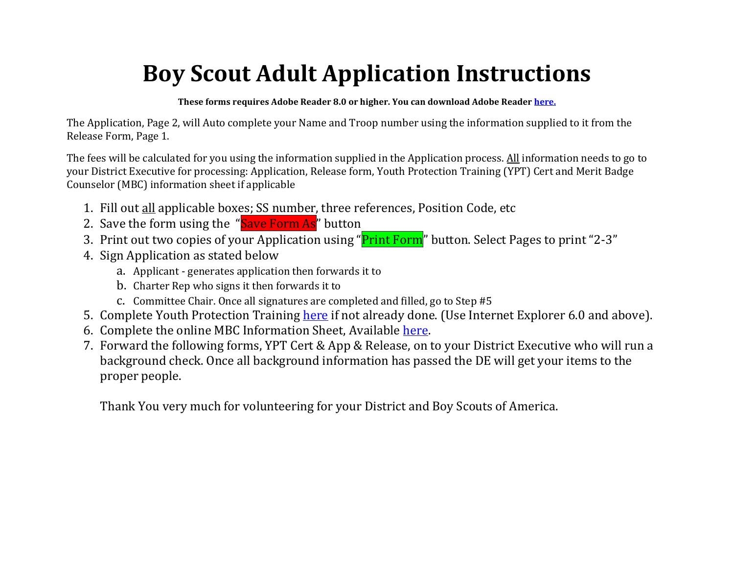# Boy Scout Adult Application Instructions

**These forms requires Adobe Reader 8.0 or higher. You can download Adobe Reader [here.]**

The Application, Page 2, will Auto complete your Name and Troop number using the information supplied to it from the Release Form, Page 1.

The fees will be calculated for you using the information supplied in the Application process. All information needs to go to your District Executive for processing: Application, Release form, Youth Protection Training (YPT) Cert and Merit Badge Counselor (MBC) information sheet if applicable

1. Fill out all applicable boxes; SS number, three references, Position Code, etc
2. Save the form using the "Save Form As" button
3. Print out two copies of your Application using "Print Form" button. Select Pages to print "2-3"
4. Sign Application as stated below
   a. Applicant - generates application then forwards it to
   b. Charter Rep who signs it then forwards it to
   c. Committee Chair. Once all signatures are completed and filled, go to Step #5
5. Complete Youth Protection Training [here] if not already done. (Use Internet Explorer 6.0 and above).
6. Complete the online MBC Information Sheet, Available [here].
7. Forward the following forms, YPT Cert & App & Release, on to your District Executive who will run a background check. Once all background information has passed the DE will get your items to the proper people.

   Thank You very much for volunteering for your District and Boy Scouts of America.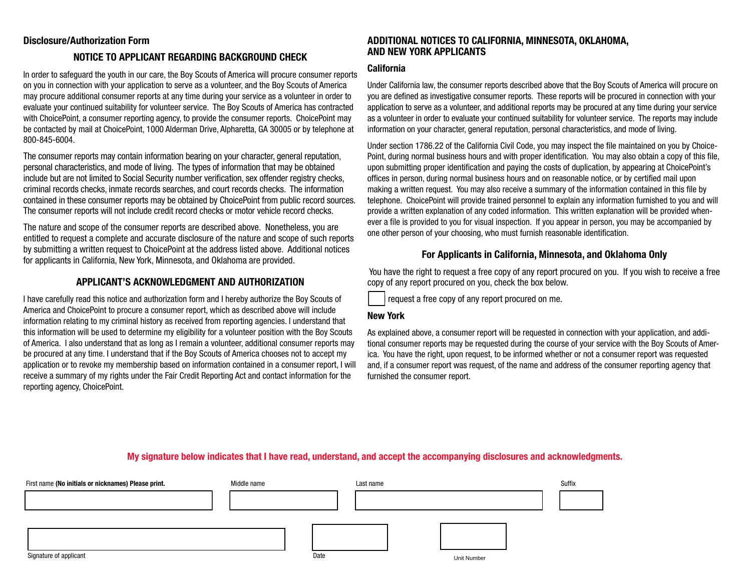## Disclosure/Authorization Form

### NOTICE TO APPLICANT REGARDING BACKGROUND CHECK

In order to safeguard the youth in our care, the Boy Scouts of America will procure consumer reports on you in connection with your application to serve as a volunteer, and the Boy Scouts of America may procure additional consumer reports at any time during your service as a volunteer in order to evaluate your continued suitability for volunteer service. The Boy Scouts of America has contracted with ChoicePoint, a consumer reporting agency, to provide the consumer reports. ChoicePoint may be contacted by mail at ChoicePoint, 1000 Alderman Drive, Alpharetta, GA 30005 or by telephone at 800-845-6004.

The consumer reports may contain information bearing on your character, general reputation, personal characteristics, and mode of living. The types of information that may be obtained include but are not limited to Social Security number verification, sex offender registry checks, criminal records checks, inmate records searches, and court records checks. The information contained in these consumer reports may be obtained by ChoicePoint from public record sources. The consumer reports will not include credit record checks or motor vehicle record checks.

The nature and scope of the consumer reports are described above. Nonetheless, you are entitled to request a complete and accurate disclosure of the nature and scope of such reports by submitting a written request to ChoicePoint at the address listed above. Additional notices for applicants in California, New York, Minnesota, and Oklahoma are provided.

### APPLICANT'S ACKNOWLEDGMENT AND AUTHORIZATION

I have carefully read this notice and authorization form and I hereby authorize the Boy Scouts of America and ChoicePoint to procure a consumer report, which as described above will include information relating to my criminal history as received from reporting agencies. I understand that this information will be used to determine my eligibility for a volunteer position with the Boy Scouts of America. I also understand that as long as I remain a volunteer, additional consumer reports may be procured at any time. I understand that if the Boy Scouts of America chooses not to accept my application or to revoke my membership based on information contained in a consumer report, I will receive a summary of my rights under the Fair Credit Reporting Act and contact information for the reporting agency, ChoicePoint.

## ADDITIONAL NOTICES TO CALIFORNIA, MINNESOTA, OKLAHOMA, AND NEW YORK APPLICANTS

### California

Under California law, the consumer reports described above that the Boy Scouts of America will procure on you are defined as investigative consumer reports. These reports will be procured in connection with your application to serve as a volunteer, and additional reports may be procured at any time during your service as a volunteer in order to evaluate your continued suitability for volunteer service. The reports may include information on your character, general reputation, personal characteristics, and mode of living.

Under section 1786.22 of the California Civil Code, you may inspect the file maintained on you by ChoicePoint, during normal business hours and with proper identification. You may also obtain a copy of this file, upon submitting proper identification and paying the costs of duplication, by appearing at ChoicePoint's offices in person, during normal business hours and on reasonable notice, or by certified mail upon making a written request. You may also receive a summary of the information contained in this file by telephone. ChoicePoint will provide trained personnel to explain any information furnished to you and will provide a written explanation of any coded information. This written explanation will be provided whenever a file is provided to you for visual inspection. If you appear in person, you may be accompanied by one other person of your choosing, who must furnish reasonable identification.

### For Applicants in California, Minnesota, and Oklahoma Only

You have the right to request a free copy of any report procured on you. If you wish to receive a free copy of any report procured on you, check the box below.

☐ request a free copy of any report procured on me.

### New York

As explained above, a consumer report will be requested in connection with your application, and additional consumer reports may be requested during the course of your service with the Boy Scouts of America. You have the right, upon request, to be informed whether or not a consumer report was requested and, if a consumer report was request, of the name and address of the consumer reporting agency that furnished the consumer report.

**My signature below indicates that I have read, understand, and accept the accompanying disclosures and acknowledgments.**

| First name **(No initials or nicknames) Please print.** | Middle name | Last name | Suffix |
|---|---|---|---|
| | | | |

| Signature of applicant | Date | Unit Number |
|---|---|---|
| | | |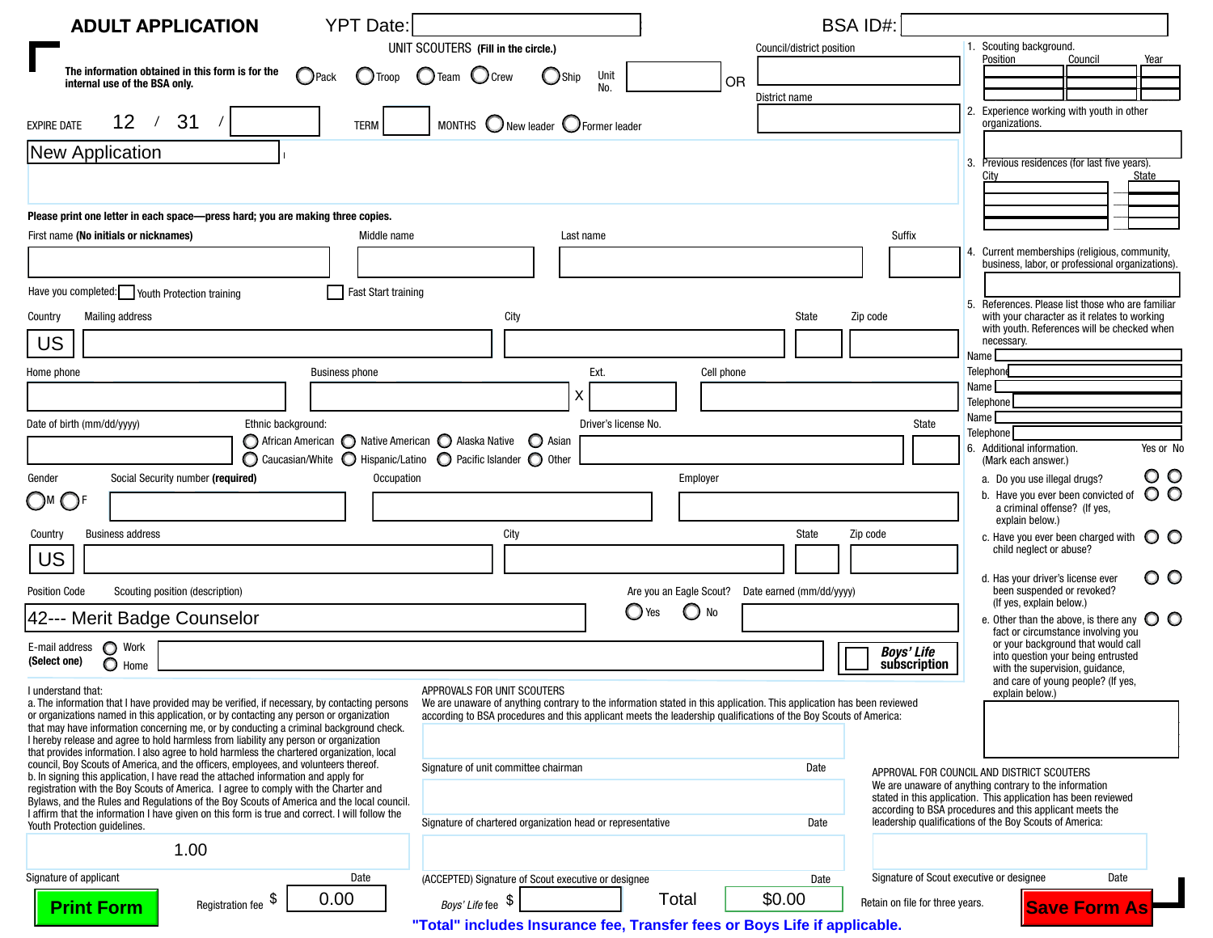# ADULT APPLICATION

YPT Date:

BSA ID#:

The information obtained in this form is for the internal use of the BSA only.

UNIT SCOUTERS (Fill in the circle.)

○ Pack ○ Troop ○ Team ○ Crew ○ Ship Unit No. OR

Council/district position

District name

EXPIRE DATE 12 / 31 /

TERM MONTHS ○ New leader ○ Former leader

New Application

**Please print one letter in each space—press hard; you are making three copies.**

First name **(No initials or nicknames)** | Middle name | Last name | Suffix

Have you completed: ☐ Youth Protection training ☐ Fast Start training

Country: US | Mailing address | City | State | Zip code

Home phone | Business phone X Ext. | Cell phone

Date of birth (mm/dd/yyyy)

Ethnic background: ○ African American ○ Native American ○ Alaska Native ○ Asian ○ Caucasian/White ○ Hispanic/Latino ○ Pacific Islander ○ Other

Driver's license No. | State

Gender ○ M ○ F | Social Security number **(required)** | Occupation | Employer

Country: US | Business address | City | State | Zip code

Position Code | Scouting position (description)

42--- Merit Badge Counselor

Are you an Eagle Scout? ○ Yes ○ No | Date earned (mm/dd/yyyy)

E-mail address **(Select one)** ○ Work ○ Home

☐ ***Boys' Life* subscription**

1. Scouting background.

| Position | Council | Year |
|---|---|---|
| | | |
| | | |

2. Experience working with youth in other organizations.

3. Previous residences (for last five years).

| City | State |
|---|---|
| | |
| | |
| | |

4. Current memberships (religious, community, business, labor, or professional organizations).

5. References. Please list those who are familiar with your character as it relates to working with youth. References will be checked when necessary.

Name
Telephone
Name
Telephone
Name
Telephone

6. Additional information. (Mark each answer.) Yes or No

a. Do you use illegal drugs? ○ ○
b. Have you ever been convicted of a criminal offense? (If yes, explain below.) ○ ○
c. Have you ever been charged with child neglect or abuse? ○ ○
d. Has your driver's license ever been suspended or revoked? (If yes, explain below.) ○ ○
e. Other than the above, is there any fact or circumstance involving you or your background that would call into question your being entrusted with the supervision, guidance, and care of young people? (If yes, explain below.) ○ ○

I understand that:

a. The information that I have provided may be verified, if necessary, by contacting persons or organizations named in this application, or by contacting any person or organization that may have information concerning me, or by conducting a criminal background check. I hereby release and agree to hold harmless from liability any person or organization that provides information. I also agree to hold harmless the chartered organization, local council, Boy Scouts of America, and the officers, employees, and volunteers thereof.

b. In signing this application, I have read the attached information and apply for registration with the Boy Scouts of America. I agree to comply with the Charter and Bylaws, and the Rules and Regulations of the Boy Scouts of America and the local council. I affirm that the information I have given on this form is true and correct. I will follow the Youth Protection guidelines.

1.00

Signature of applicant | Date

APPROVALS FOR UNIT SCOUTERS

We are unaware of anything contrary to the information stated in this application. This application has been reviewed according to BSA procedures and this applicant meets the leadership qualifications of the Boy Scouts of America:

Signature of unit committee chairman | Date

Signature of chartered organization head or representative | Date

(ACCEPTED) Signature of Scout executive or designee | Date

APPROVAL FOR COUNCIL AND DISTRICT SCOUTERS

We are unaware of anything contrary to the information stated in this application. This application has been reviewed according to BSA procedures and this applicant meets the leadership qualifications of the Boy Scouts of America:

Signature of Scout executive or designee | Date

Print Form

Registration fee $ 0.00

*Boys' Life* fee $

Total $0.00

Retain on file for three years.

Save Form As

**"Total" includes Insurance fee, Transfer fees or Boys Life if applicable.**